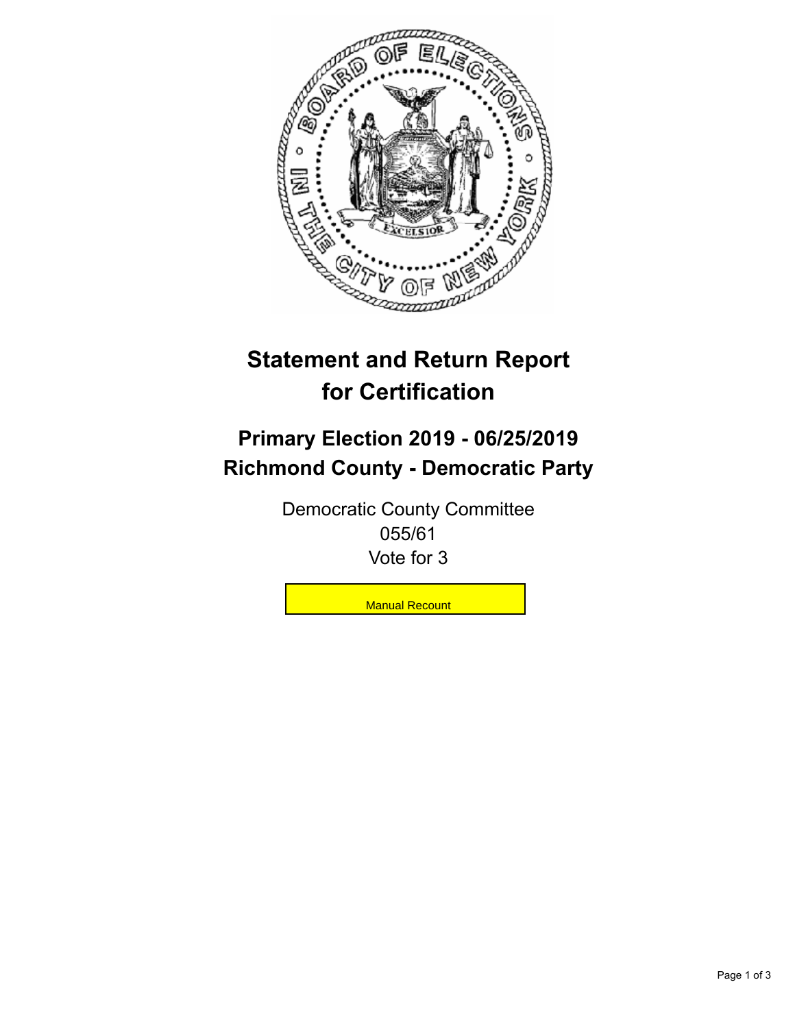# Statement and Return Report for Certification

## Primary Election 2019 - 06/25/2019
## Richmond County - Democratic Party

Democratic County Committee
055/61
Vote for 3

Manual Recount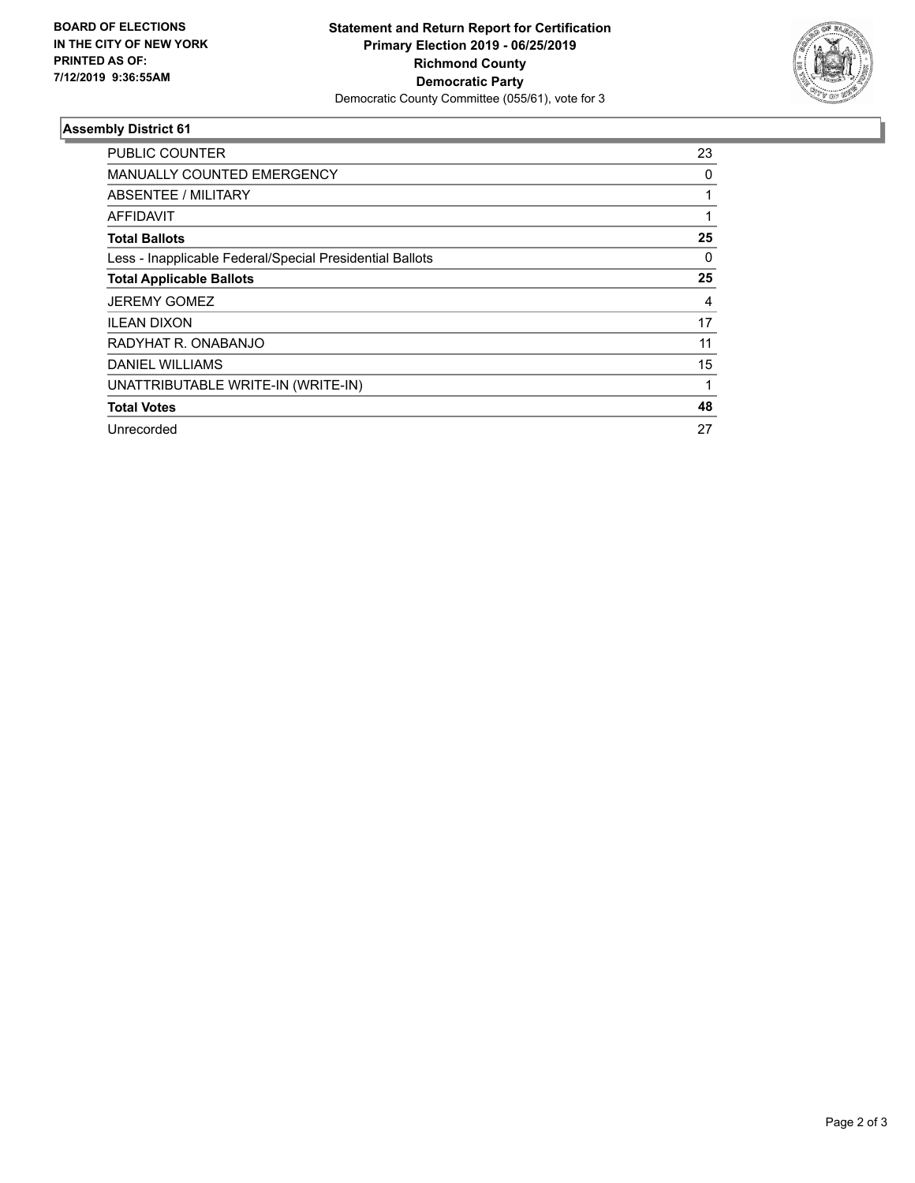**BOARD OF ELECTIONS IN THE CITY OF NEW YORK PRINTED AS OF: 7/12/2019 9:36:55AM**

**Statement and Return Report for Certification**
**Primary Election 2019 - 06/25/2019**
**Richmond County**
**Democratic Party**
Democratic County Committee (055/61), vote for 3

### Assembly District 61

| | |
|---|---|
| PUBLIC COUNTER | 23 |
| MANUALLY COUNTED EMERGENCY | 0 |
| ABSENTEE / MILITARY | 1 |
| AFFIDAVIT | 1 |
| **Total Ballots** | **25** |
| Less - Inapplicable Federal/Special Presidential Ballots | 0 |
| **Total Applicable Ballots** | **25** |
| JEREMY GOMEZ | 4 |
| ILEAN DIXON | 17 |
| RADYHAT R. ONABANJO | 11 |
| DANIEL WILLIAMS | 15 |
| UNATTRIBUTABLE WRITE-IN (WRITE-IN) | 1 |
| **Total Votes** | **48** |
| Unrecorded | 27 |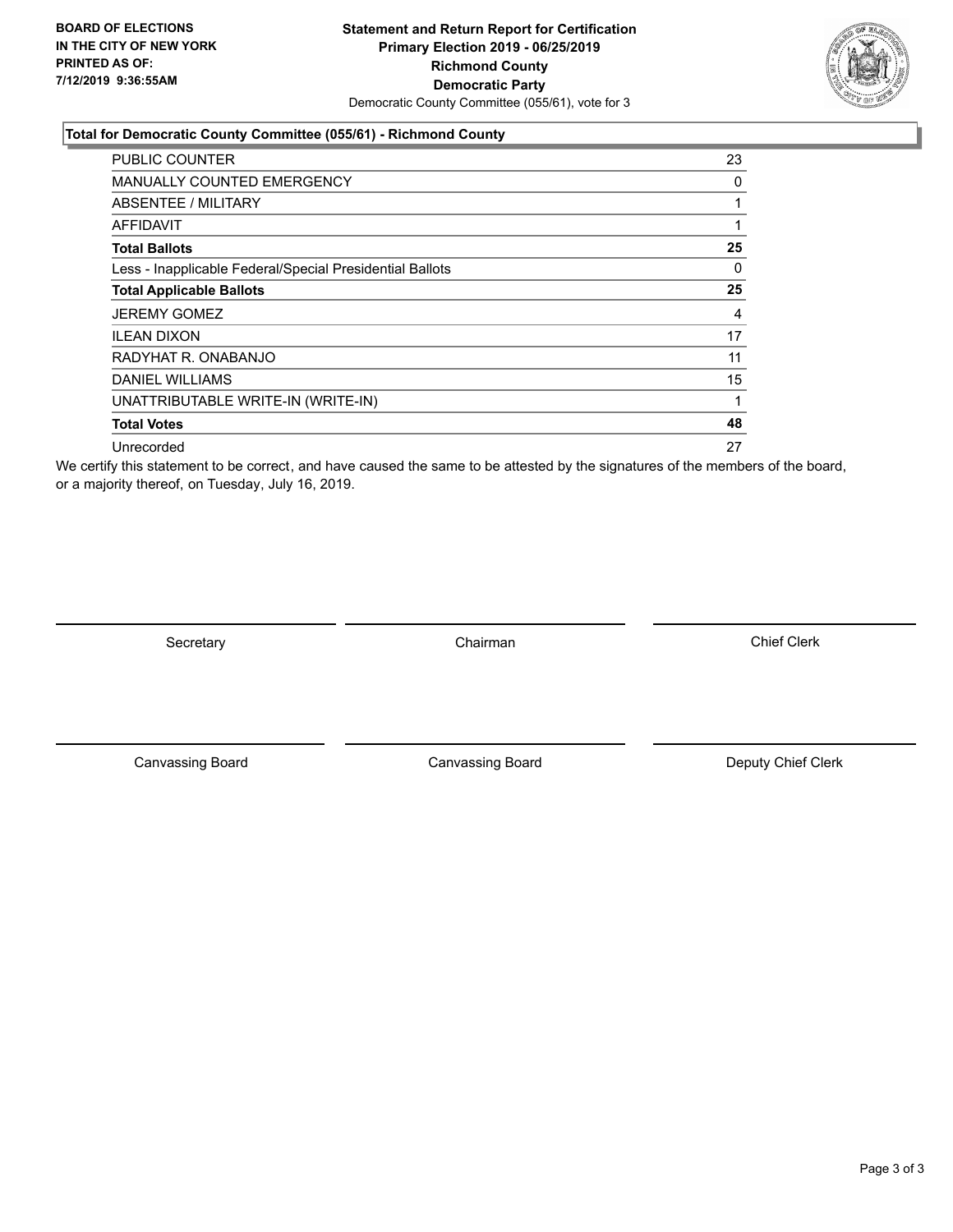**BOARD OF ELECTIONS IN THE CITY OF NEW YORK PRINTED AS OF: 7/12/2019 9:36:55AM**

**Statement and Return Report for Certification**
**Primary Election 2019 - 06/25/2019**
**Richmond County**
**Democratic Party**
Democratic County Committee (055/61), vote for 3

### Total for Democratic County Committee (055/61) - Richmond County

| | |
|---|---|
| PUBLIC COUNTER | 23 |
| MANUALLY COUNTED EMERGENCY | 0 |
| ABSENTEE / MILITARY | 1 |
| AFFIDAVIT | 1 |
| **Total Ballots** | **25** |
| Less - Inapplicable Federal/Special Presidential Ballots | 0 |
| **Total Applicable Ballots** | **25** |
| JEREMY GOMEZ | 4 |
| ILEAN DIXON | 17 |
| RADYHAT R. ONABANJO | 11 |
| DANIEL WILLIAMS | 15 |
| UNATTRIBUTABLE WRITE-IN (WRITE-IN) | 1 |
| **Total Votes** | **48** |
| Unrecorded | 27 |

We certify this statement to be correct, and have caused the same to be attested by the signatures of the members of the board, or a majority thereof, on Tuesday, July 16, 2019.

Secretary

Chairman

Chief Clerk

Canvassing Board

Canvassing Board

Deputy Chief Clerk